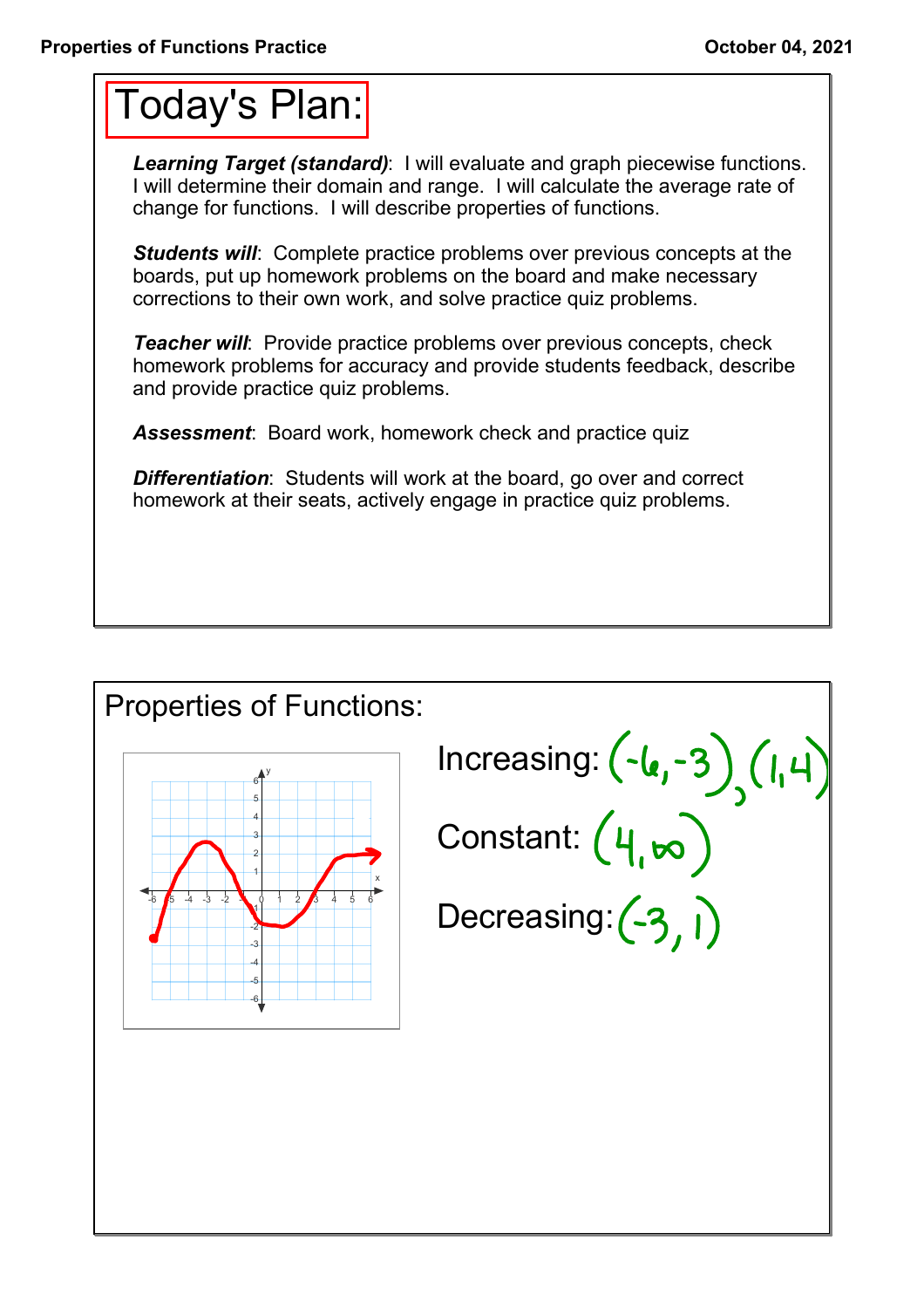# Today's Plan:

***Learning Target (standard)***: I will evaluate and graph piecewise functions. I will determine their domain and range. I will calculate the average rate of change for functions. I will describe properties of functions.

***Students will***: Complete practice problems over previous concepts at the boards, put up homework problems on the board and make necessary corrections to their own work, and solve practice quiz problems.

***Teacher will***: Provide practice problems over previous concepts, check homework problems for accuracy and provide students feedback, describe and provide practice quiz problems.

***Assessment***: Board work, homework check and practice quiz

***Differentiation***: Students will work at the board, go over and correct homework at their seats, actively engage in practice quiz problems.

# Properties of Functions:

Increasing: $(-6,-3)$, $(1,4)$

Constant: $(4,\infty)$

Decreasing: $(-3,1)$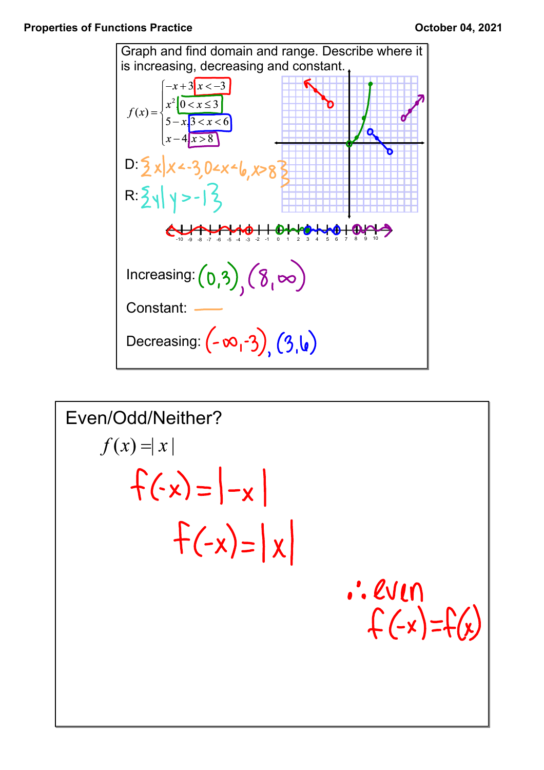**Properties of Functions Practice** **October 04, 2021**

Graph and find domain and range. Describe where it is increasing, decreasing and constant.

$$f(x) = \begin{cases} -x+3 & x < -3 \\ x^2 & 0 < x \le 3 \\ 5-x & 3 < x < 6 \\ x-4 & x > 8 \end{cases}$$

D: $\{x \mid x < -3, 0 < x < 6, x > 8\}$

R: $\{y \mid y > -1\}$

Increasing: $(0,3), (8, \infty)$

Constant: ——

Decreasing: $(-\infty, -3), (3, 6)$

---

Even/Odd/Neither?

$$f(x) = |x|$$

$$f(-x) = |-x|$$

$$f(-x) = |x|$$

$\therefore$ even

$f(-x) = f(x)$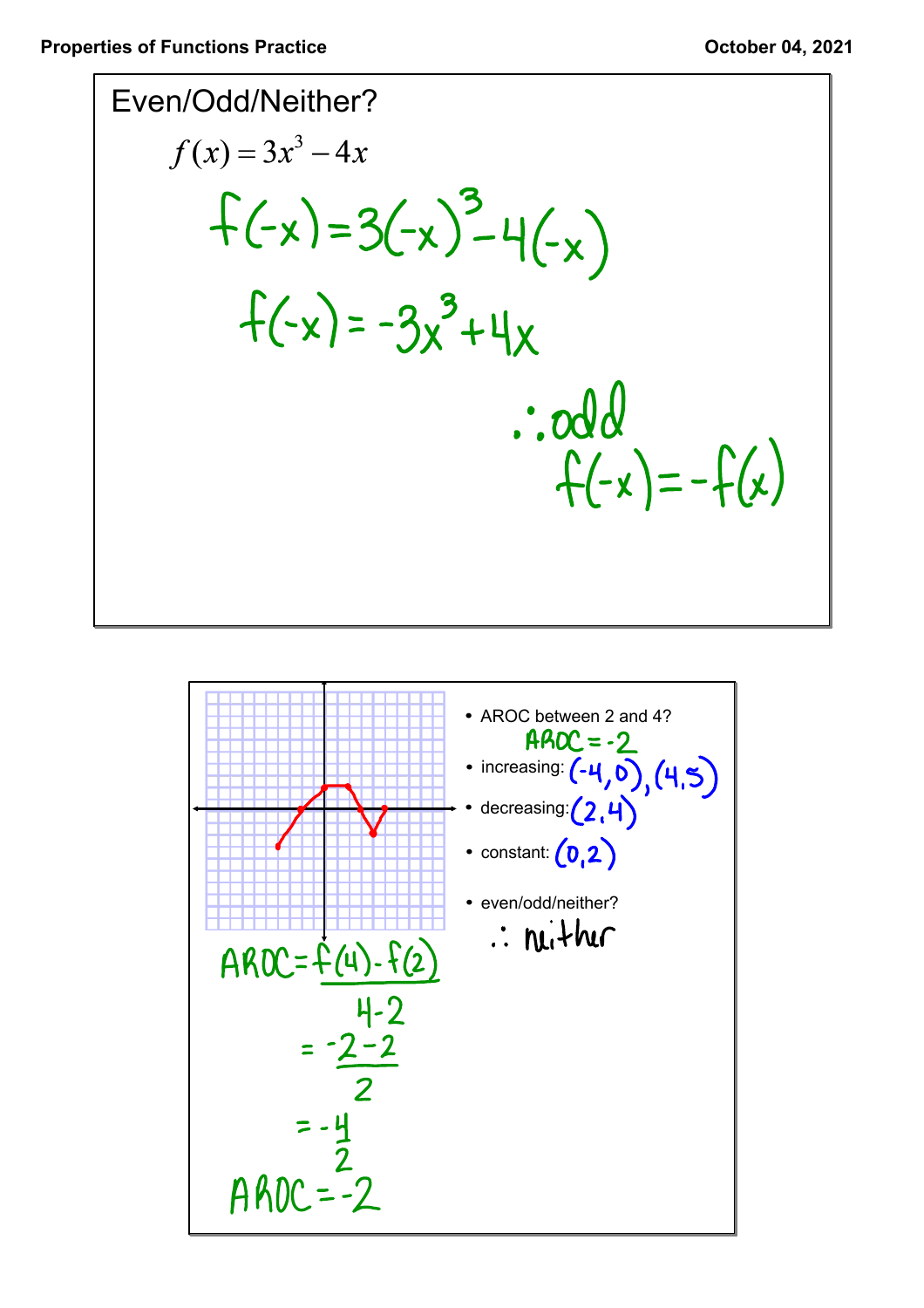## Even/Odd/Neither?

$$f(x) = 3x^3 - 4x$$

$$f(-x) = 3(-x)^3 - 4(-x)$$

$$f(-x) = -3x^3 + 4x$$

$\therefore$ odd

$$f(-x) = -f(x)$$

---

- AROC between 2 and 4?
  AROC = -2
- increasing: $(-4,0),(4,5)$
- decreasing: $(2,4)$
- constant: $(0,2)$
- even/odd/neither?
  $\therefore$ neither

$$AROC = \frac{f(4) - f(2)}{4-2}$$

$$= \frac{-2-2}{2}$$

$$= \frac{-4}{2}$$

$$AROC = -2$$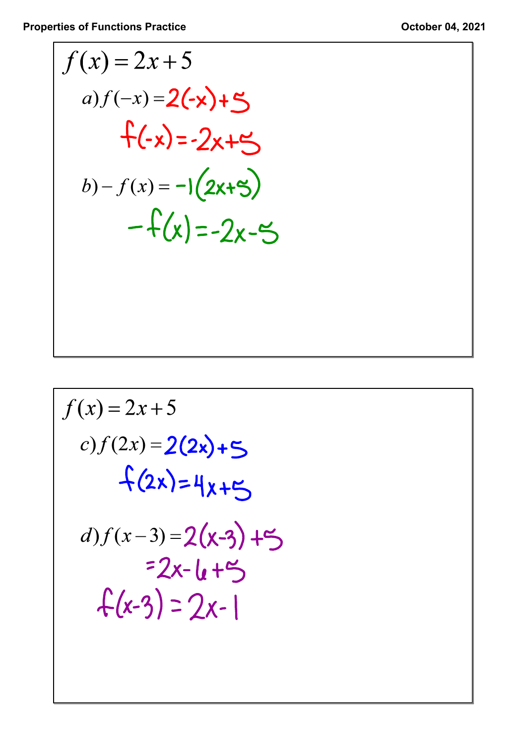$$f(x) = 2x + 5$$

$a)\ f(-x) = 2(-x) + 5$

$f(-x) = -2x + 5$

$b)\ -f(x) = -1(2x + 5)$

$-f(x) = -2x - 5$

$$f(x) = 2x + 5$$

$c)\ f(2x) = 2(2x) + 5$

$f(2x) = 4x + 5$

$d)\ f(x-3) = 2(x-3) + 5$

$= 2x - 6 + 5$

$f(x-3) = 2x - 1$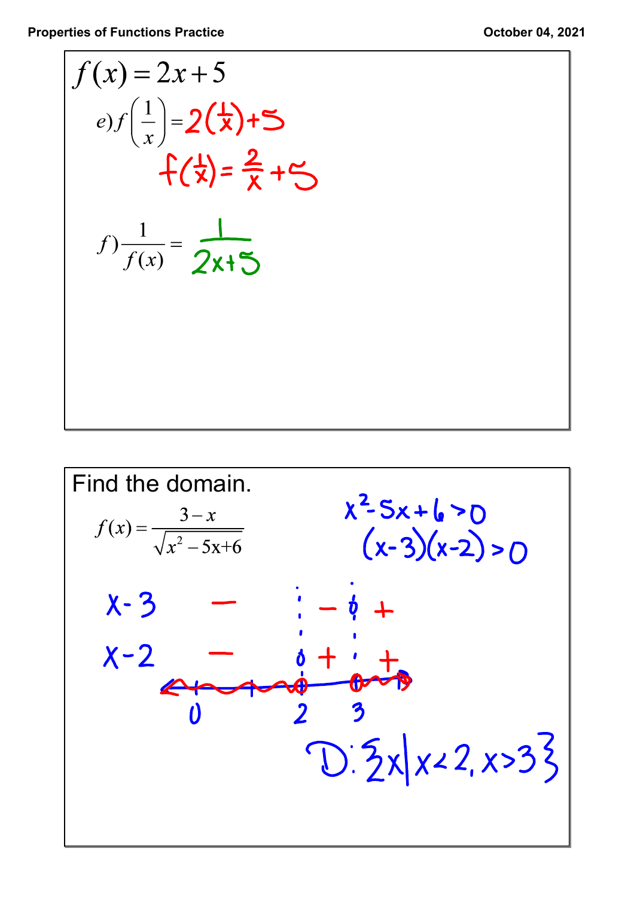$$f(x) = 2x + 5$$

e) $f\left(\frac{1}{x}\right) = 2\left(\frac{1}{x}\right) + 5$

$f\left(\frac{1}{x}\right) = \frac{2}{x} + 5$

f) $\frac{1}{f(x)} = \frac{1}{2x+5}$

Find the domain.

$$f(x) = \frac{3-x}{\sqrt{x^2 - 5x + 6}}$$

$x^2 - 5x + 6 > 0$

$(x-3)(x-2) > 0$

| | | 2 | | 3 | |
|---|---|---|---|---|---|
| $x-3$ | $-$ | | $-$ | 0 | $+$ |
| $x-2$ | $-$ | 0 | $+$ | | $+$ |

0 &nbsp;&nbsp;&nbsp; 2 &nbsp;&nbsp;&nbsp; 3

D: $\{x \mid x < 2, x > 3\}$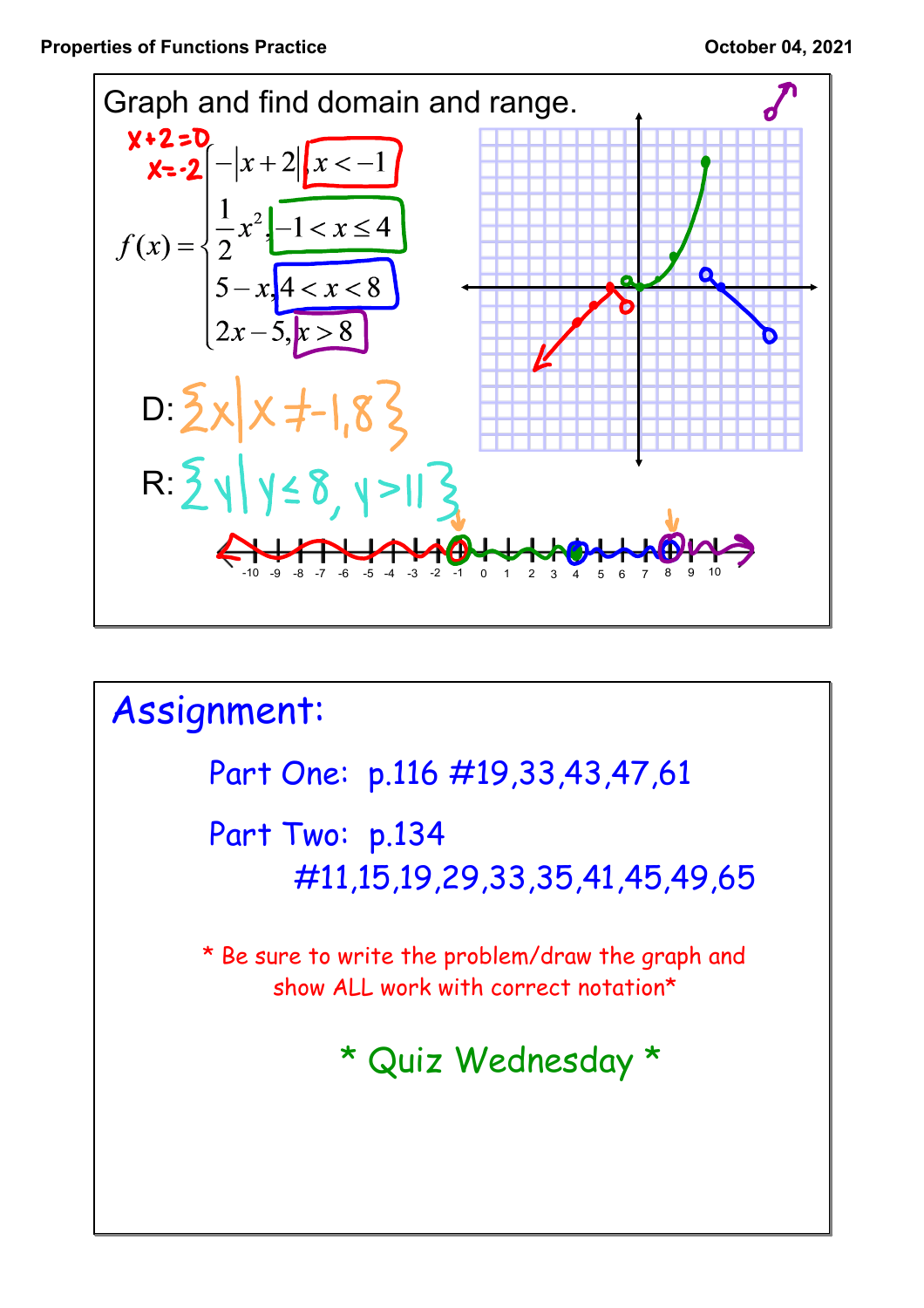Graph and find domain and range.

$x+2=0$
$x=-2$

$$f(x)=\begin{cases} -|x+2|, & x<-1 \\ \frac{1}{2}x^2, & -1<x\le 4 \\ 5-x, & 4<x<8 \\ 2x-5, & x>8 \end{cases}$$

D: $\{x \mid x \neq -1, 8\}$

R: $\{y \mid y \le 8, y > 11\}$

-10 -9 -8 -7 -6 -5 -4 -3 -2 -1 0 1 2 3 4 5 6 7 8 9 10

# Assignment:

Part One: p.116 #19,33,43,47,61

Part Two: p.134
#11,15,19,29,33,35,41,45,49,65

* Be sure to write the problem/draw the graph and show ALL work with correct notation*

* Quiz Wednesday *